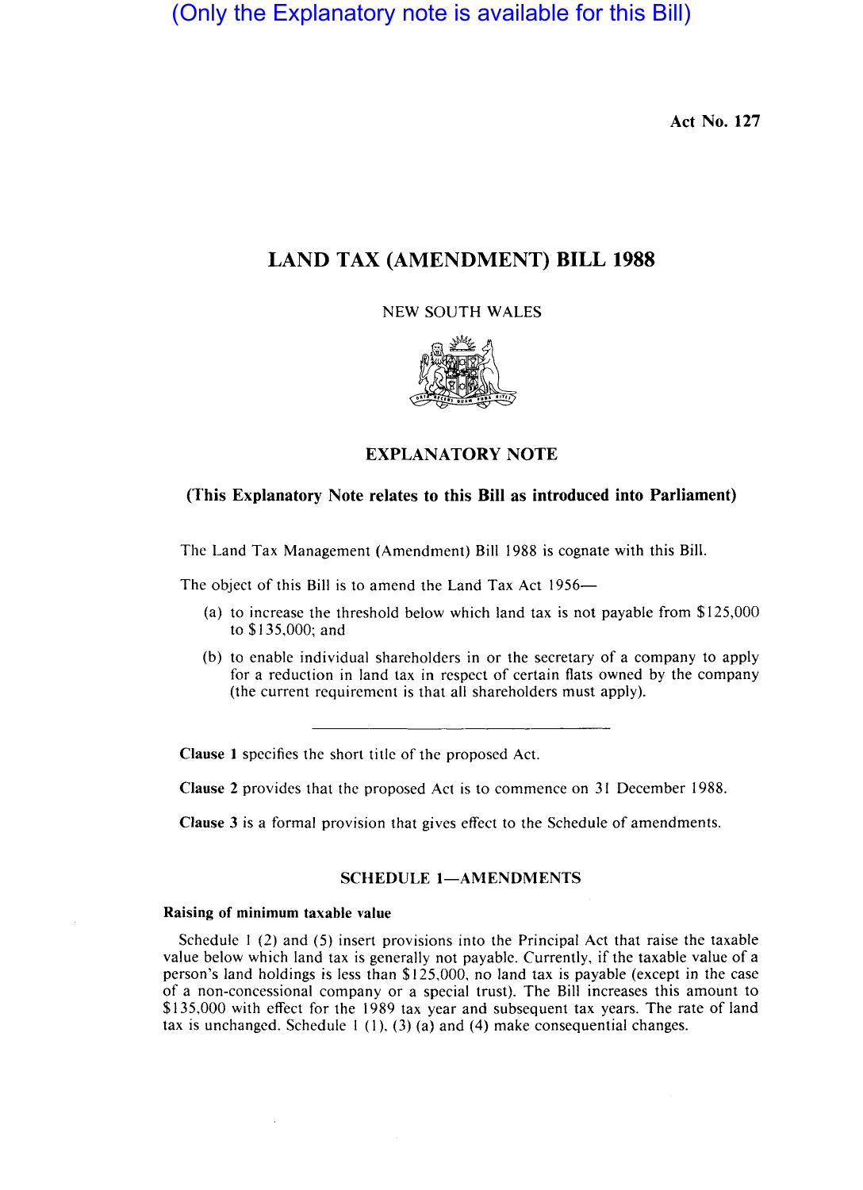(Only the Explanatory note is available for this Bill)

Act No. 127

# LAND TAX (AMENDMENT) BILL 1988

NEW SOUTH WALES

## EXPLANATORY NOTE

**(This Explanatory Note relates to this Bill as introduced into Parliament)**

The Land Tax Management (Amendment) Bill 1988 is cognate with this Bill.

The object of this Bill is to amend the Land Tax Act 1956—

(a) to increase the threshold below which land tax is not payable from $125,000 to $135,000; and

(b) to enable individual shareholders in or the secretary of a company to apply for a reduction in land tax in respect of certain flats owned by the company (the current requirement is that all shareholders must apply).

---

**Clause 1** specifies the short title of the proposed Act.

**Clause 2** provides that the proposed Act is to commence on 31 December 1988.

**Clause 3** is a formal provision that gives effect to the Schedule of amendments.

### SCHEDULE 1—AMENDMENTS

**Raising of minimum taxable value**

Schedule 1 (2) and (5) insert provisions into the Principal Act that raise the taxable value below which land tax is generally not payable. Currently, if the taxable value of a person's land holdings is less than $125,000, no land tax is payable (except in the case of a non-concessional company or a special trust). The Bill increases this amount to $135,000 with effect for the 1989 tax year and subsequent tax years. The rate of land tax is unchanged. Schedule 1 (1), (3) (a) and (4) make consequential changes.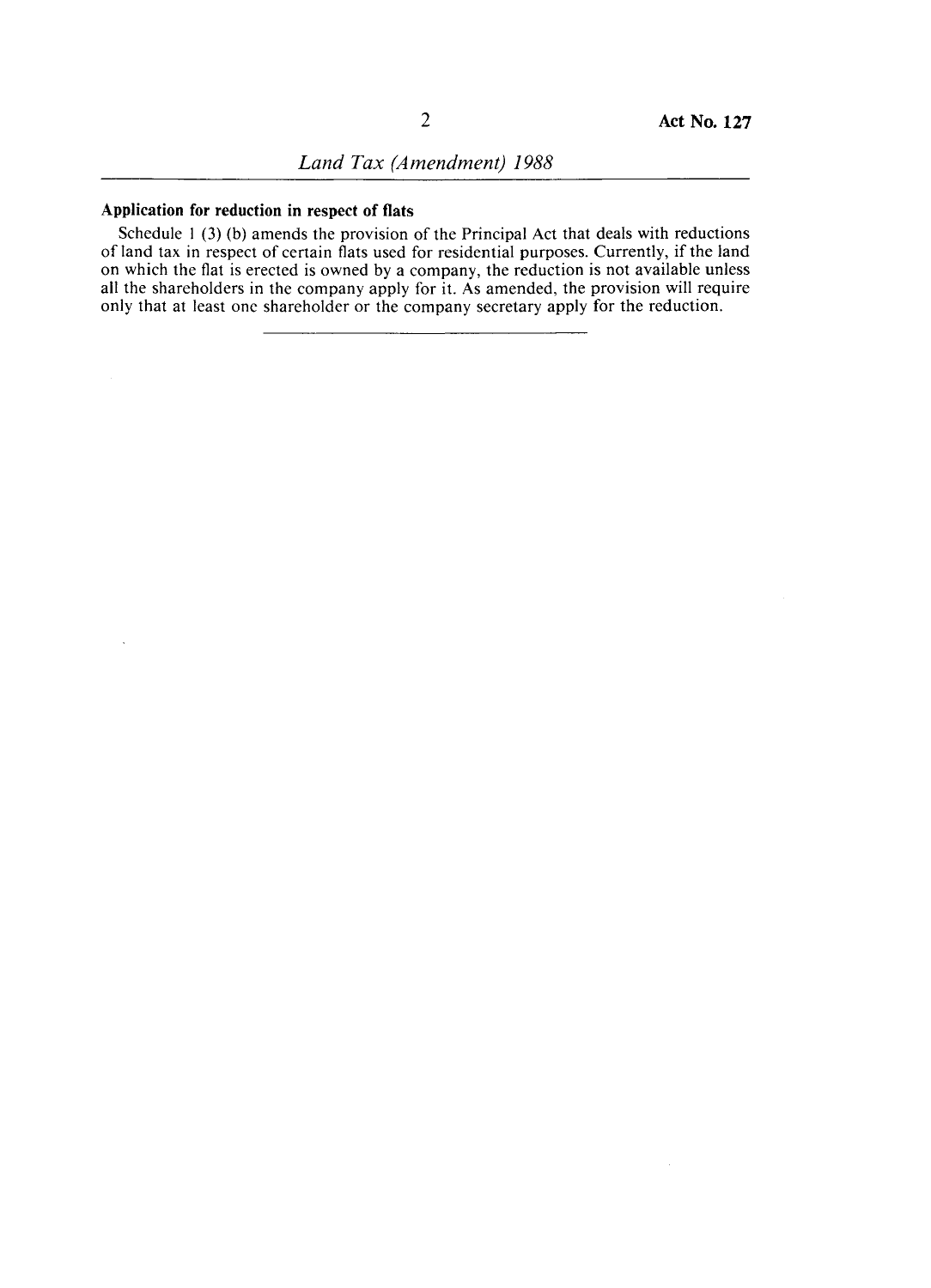### Application for reduction in respect of flats

Schedule 1 (3) (b) amends the provision of the Principal Act that deals with reductions of land tax in respect of certain flats used for residential purposes. Currently, if the land on which the flat is erected is owned by a company, the reduction is not available unless all the shareholders in the company apply for it. As amended, the provision will require only that at least one shareholder or the company secretary apply for the reduction.